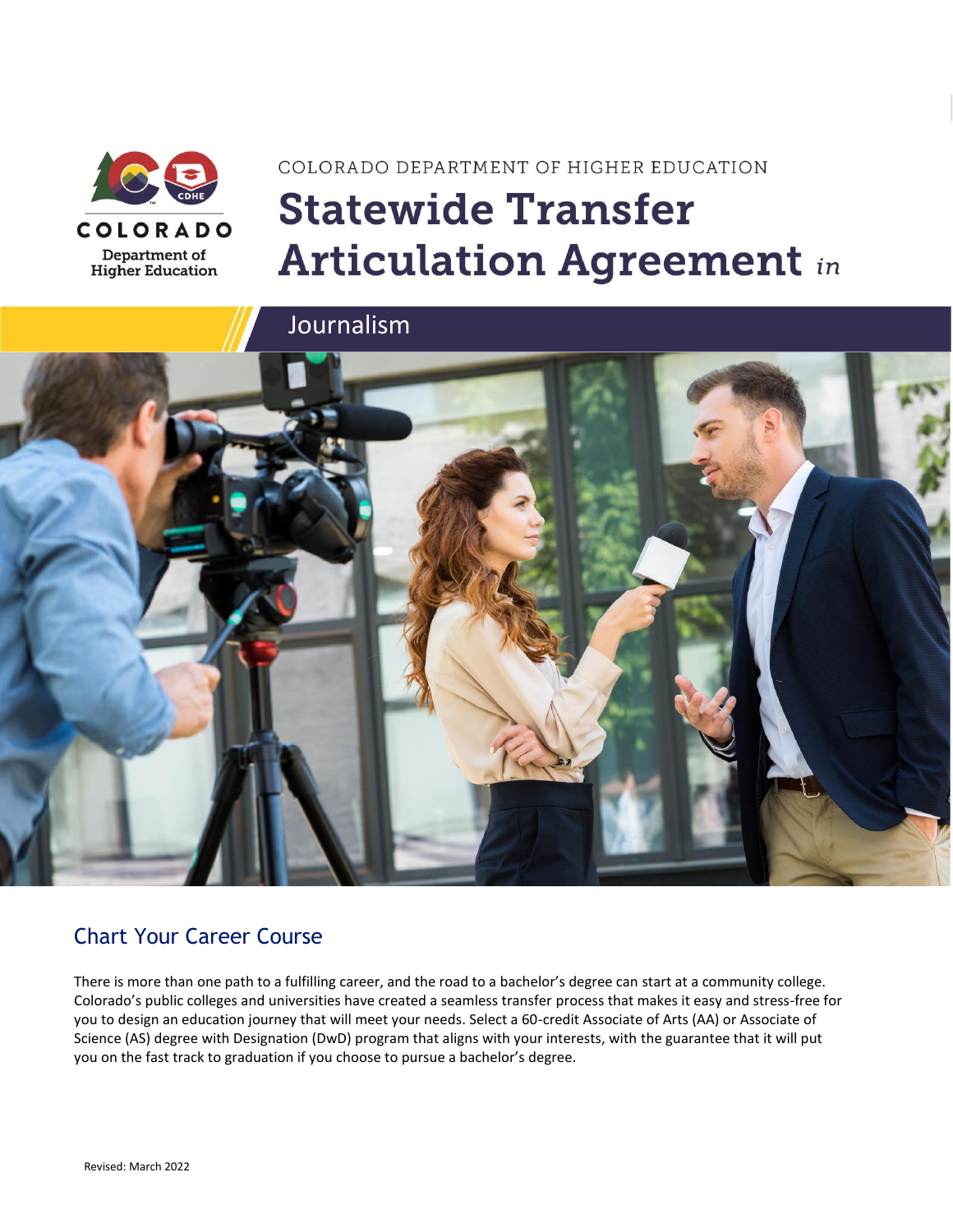COLORADO

Department of Higher Education

COLORADO DEPARTMENT OF HIGHER EDUCATION

# Statewide Transfer Articulation Agreement *in*

## Journalism

## Chart Your Career Course

There is more than one path to a fulfilling career, and the road to a bachelor's degree can start at a community college. Colorado's public colleges and universities have created a seamless transfer process that makes it easy and stress-free for you to design an education journey that will meet your needs. Select a 60-credit Associate of Arts (AA) or Associate of Science (AS) degree with Designation (DwD) program that aligns with your interests, with the guarantee that it will put you on the fast track to graduation if you choose to pursue a bachelor's degree.

Revised: March 2022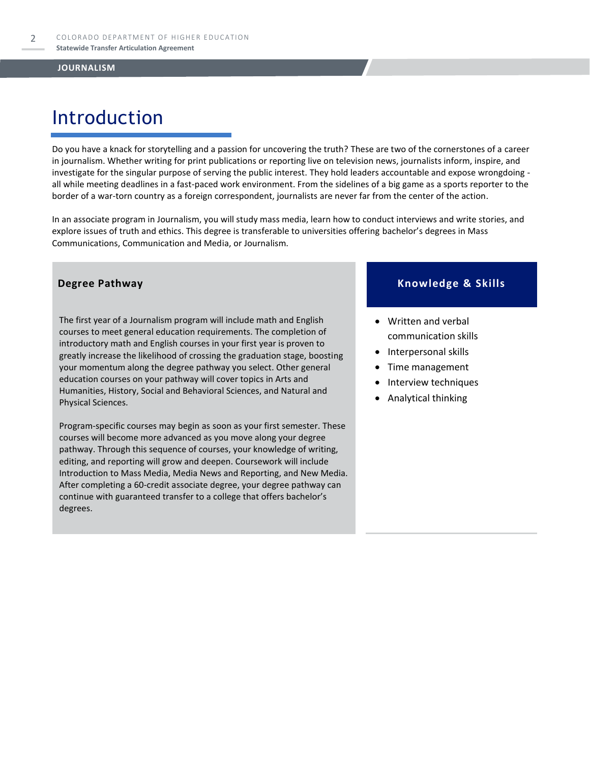# Introduction

Do you have a knack for storytelling and a passion for uncovering the truth? These are two of the cornerstones of a career in journalism. Whether writing for print publications or reporting live on television news, journalists inform, inspire, and investigate for the singular purpose of serving the public interest. They hold leaders accountable and expose wrongdoing - all while meeting deadlines in a fast-paced work environment. From the sidelines of a big game as a sports reporter to the border of a war-torn country as a foreign correspondent, journalists are never far from the center of the action.

In an associate program in Journalism, you will study mass media, learn how to conduct interviews and write stories, and explore issues of truth and ethics. This degree is transferable to universities offering bachelor's degrees in Mass Communications, Communication and Media, or Journalism.

## Degree Pathway

The first year of a Journalism program will include math and English courses to meet general education requirements. The completion of introductory math and English courses in your first year is proven to greatly increase the likelihood of crossing the graduation stage, boosting your momentum along the degree pathway you select. Other general education courses on your pathway will cover topics in Arts and Humanities, History, Social and Behavioral Sciences, and Natural and Physical Sciences.

Program-specific courses may begin as soon as your first semester. These courses will become more advanced as you move along your degree pathway. Through this sequence of courses, your knowledge of writing, editing, and reporting will grow and deepen. Coursework will include Introduction to Mass Media, Media News and Reporting, and New Media. After completing a 60-credit associate degree, your degree pathway can continue with guaranteed transfer to a college that offers bachelor's degrees.

## Knowledge & Skills

- Written and verbal communication skills
- Interpersonal skills
- Time management
- Interview techniques
- Analytical thinking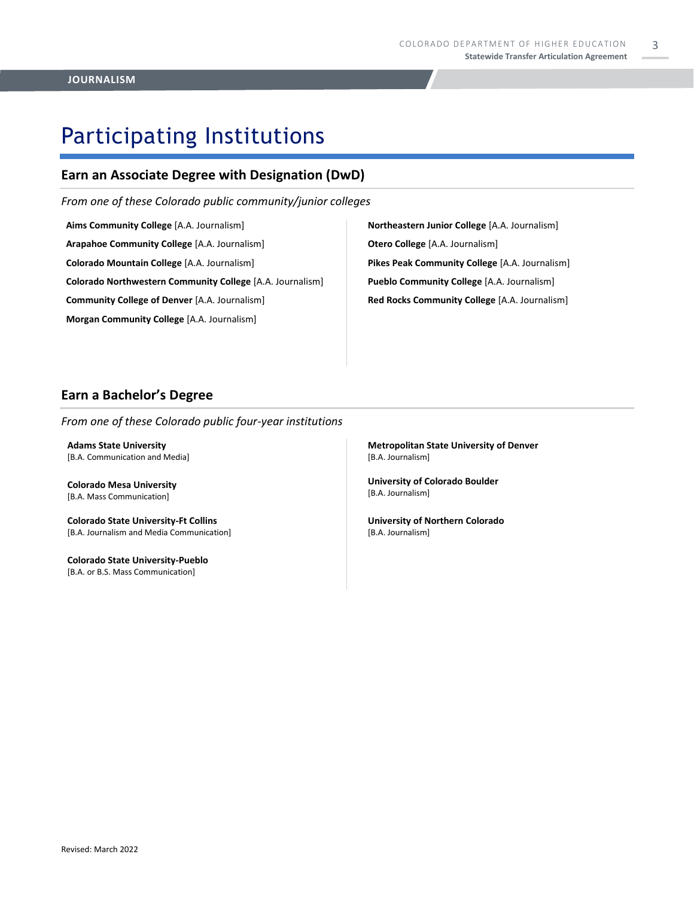JOURNALISM

# Participating Institutions

## Earn an Associate Degree with Designation (DwD)

*From one of these Colorado public community/junior colleges*

**Aims Community College** [A.A. Journalism]

**Arapahoe Community College** [A.A. Journalism]

**Colorado Mountain College** [A.A. Journalism]

**Colorado Northwestern Community College** [A.A. Journalism]

**Community College of Denver** [A.A. Journalism]

**Morgan Community College** [A.A. Journalism]

**Northeastern Junior College** [A.A. Journalism]

**Otero College** [A.A. Journalism]

**Pikes Peak Community College** [A.A. Journalism]

**Pueblo Community College** [A.A. Journalism]

**Red Rocks Community College** [A.A. Journalism]

## Earn a Bachelor's Degree

*From one of these Colorado public four-year institutions*

**Adams State University**
[B.A. Communication and Media]

**Colorado Mesa University**
[B.A. Mass Communication]

**Colorado State University-Ft Collins**
[B.A. Journalism and Media Communication]

**Colorado State University-Pueblo**
[B.A. or B.S. Mass Communication]

**Metropolitan State University of Denver**
[B.A. Journalism]

**University of Colorado Boulder**
[B.A. Journalism]

**University of Northern Colorado**
[B.A. Journalism]

Revised: March 2022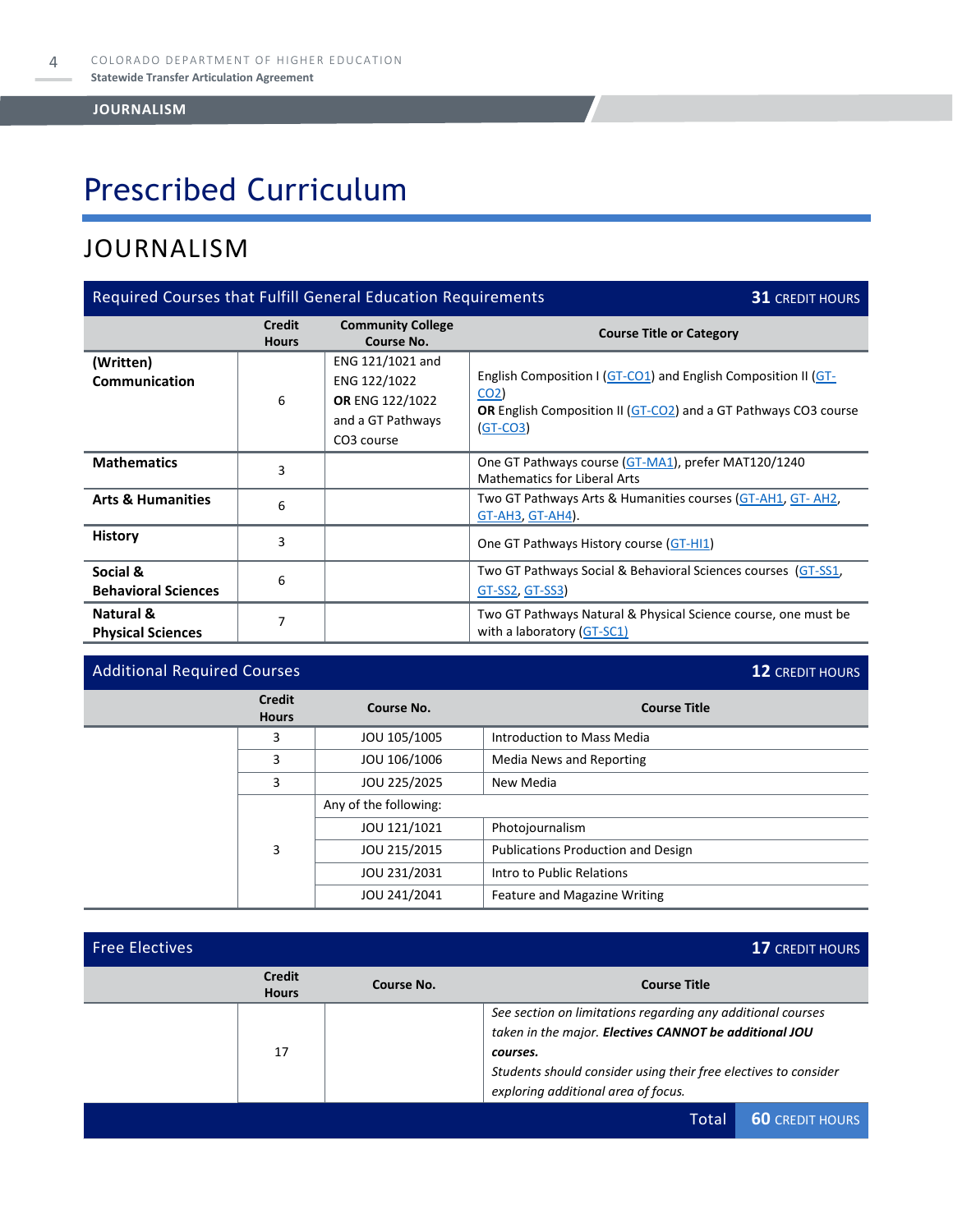# Prescribed Curriculum

## JOURNALISM

| Required Courses that Fulfill General Education Requirements | | | 31 CREDIT HOURS |
|---|---|---|---|
| | **Credit Hours** | **Community College Course No.** | **Course Title or Category** |
| **(Written) Communication** | 6 | ENG 121/1021 and ENG 122/1022 **OR** ENG 122/1022 and a GT Pathways CO3 course | English Composition I (GT-CO1) and English Composition II (GT-CO2) **OR** English Composition II (GT-CO2) and a GT Pathways CO3 course (GT-CO3) |
| **Mathematics** | 3 | | One GT Pathways course (GT-MA1), prefer MAT120/1240 Mathematics for Liberal Arts |
| **Arts & Humanities** | 6 | | Two GT Pathways Arts & Humanities courses (GT-AH1, GT- AH2, GT-AH3, GT-AH4). |
| **History** | 3 | | One GT Pathways History course (GT-HI1) |
| **Social & Behavioral Sciences** | 6 | | Two GT Pathways Social & Behavioral Sciences courses (GT-SS1, GT-SS2, GT-SS3) |
| **Natural & Physical Sciences** | 7 | | Two GT Pathways Natural & Physical Science course, one must be with a laboratory (GT-SC1) |

| Additional Required Courses | | | 12 CREDIT HOURS |
|---|---|---|---|
| | **Credit Hours** | **Course No.** | **Course Title** |
| | 3 | JOU 105/1005 | Introduction to Mass Media |
| | 3 | JOU 106/1006 | Media News and Reporting |
| | 3 | JOU 225/2025 | New Media |
| | 3 | Any of the following: | |
| | | JOU 121/1021 | Photojournalism |
| | | JOU 215/2015 | Publications Production and Design |
| | | JOU 231/2031 | Intro to Public Relations |
| | | JOU 241/2041 | Feature and Magazine Writing |

| Free Electives | | | 17 CREDIT HOURS |
|---|---|---|---|
| | **Credit Hours** | **Course No.** | **Course Title** |
| | 17 | | *See section on limitations regarding any additional courses taken in the major.* ***Electives CANNOT be additional JOU courses.*** *Students should consider using their free electives to consider exploring additional area of focus.* |
| | | **Total** | **60 CREDIT HOURS** |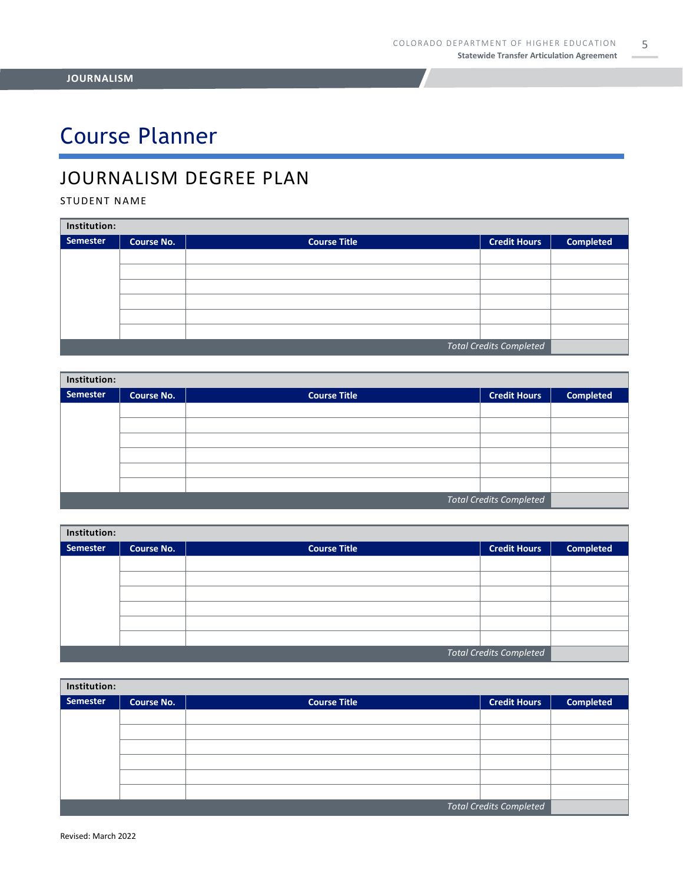# Course Planner

## JOURNALISM DEGREE PLAN

STUDENT NAME

| Institution: | | | | |
|---|---|---|---|---|
| **Semester** | **Course No.** | **Course Title** | **Credit Hours** | **Completed** |
| | | | | |
| | | | | |
| | | | | |
| | | | | |
| | | | | |
| | | | | |
| | | | *Total Credits Completed* | |

| Institution: | | | | |
|---|---|---|---|---|
| **Semester** | **Course No.** | **Course Title** | **Credit Hours** | **Completed** |
| | | | | |
| | | | | |
| | | | | |
| | | | | |
| | | | | |
| | | | | |
| | | | *Total Credits Completed* | |

| Institution: | | | | |
|---|---|---|---|---|
| **Semester** | **Course No.** | **Course Title** | **Credit Hours** | **Completed** |
| | | | | |
| | | | | |
| | | | | |
| | | | | |
| | | | | |
| | | | | |
| | | | *Total Credits Completed* | |

| Institution: | | | | |
|---|---|---|---|---|
| **Semester** | **Course No.** | **Course Title** | **Credit Hours** | **Completed** |
| | | | | |
| | | | | |
| | | | | |
| | | | | |
| | | | | |
| | | | | |
| | | | *Total Credits Completed* | |

Revised: March 2022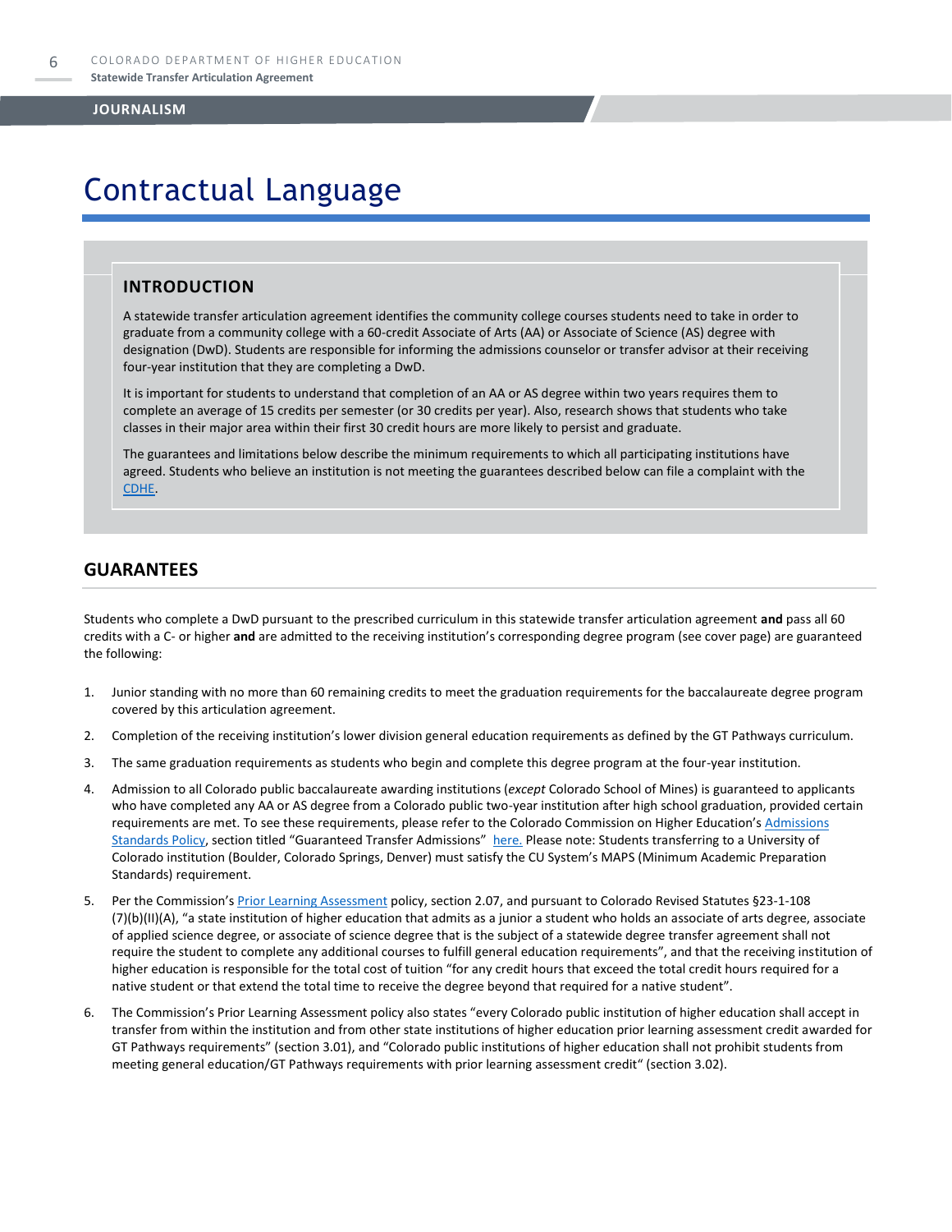# Contractual Language

## INTRODUCTION

A statewide transfer articulation agreement identifies the community college courses students need to take in order to graduate from a community college with a 60-credit Associate of Arts (AA) or Associate of Science (AS) degree with designation (DwD). Students are responsible for informing the admissions counselor or transfer advisor at their receiving four-year institution that they are completing a DwD.

It is important for students to understand that completion of an AA or AS degree within two years requires them to complete an average of 15 credits per semester (or 30 credits per year). Also, research shows that students who take classes in their major area within their first 30 credit hours are more likely to persist and graduate.

The guarantees and limitations below describe the minimum requirements to which all participating institutions have agreed. Students who believe an institution is not meeting the guarantees described below can file a complaint with the [CDHE](CDHE).

## GUARANTEES

Students who complete a DwD pursuant to the prescribed curriculum in this statewide transfer articulation agreement **and** pass all 60 credits with a C- or higher **and** are admitted to the receiving institution's corresponding degree program (see cover page) are guaranteed the following:

1. Junior standing with no more than 60 remaining credits to meet the graduation requirements for the baccalaureate degree program covered by this articulation agreement.
2. Completion of the receiving institution's lower division general education requirements as defined by the GT Pathways curriculum.
3. The same graduation requirements as students who begin and complete this degree program at the four-year institution.
4. Admission to all Colorado public baccalaureate awarding institutions (*except* Colorado School of Mines) is guaranteed to applicants who have completed any AA or AS degree from a Colorado public two-year institution after high school graduation, provided certain requirements are met. To see these requirements, please refer to the Colorado Commission on Higher Education's Admissions Standards Policy, section titled "Guaranteed Transfer Admissions" here. Please note: Students transferring to a University of Colorado institution (Boulder, Colorado Springs, Denver) must satisfy the CU System's MAPS (Minimum Academic Preparation Standards) requirement.
5. Per the Commission's Prior Learning Assessment policy, section 2.07, and pursuant to Colorado Revised Statutes §23-1-108 (7)(b)(II)(A), "a state institution of higher education that admits as a junior a student who holds an associate of arts degree, associate of applied science degree, or associate of science degree that is the subject of a statewide degree transfer agreement shall not require the student to complete any additional courses to fulfill general education requirements", and that the receiving institution of higher education is responsible for the total cost of tuition "for any credit hours that exceed the total credit hours required for a native student or that extend the total time to receive the degree beyond that required for a native student".
6. The Commission's Prior Learning Assessment policy also states "every Colorado public institution of higher education shall accept in transfer from within the institution and from other state institutions of higher education prior learning assessment credit awarded for GT Pathways requirements" (section 3.01), and "Colorado public institutions of higher education shall not prohibit students from meeting general education/GT Pathways requirements with prior learning assessment credit" (section 3.02).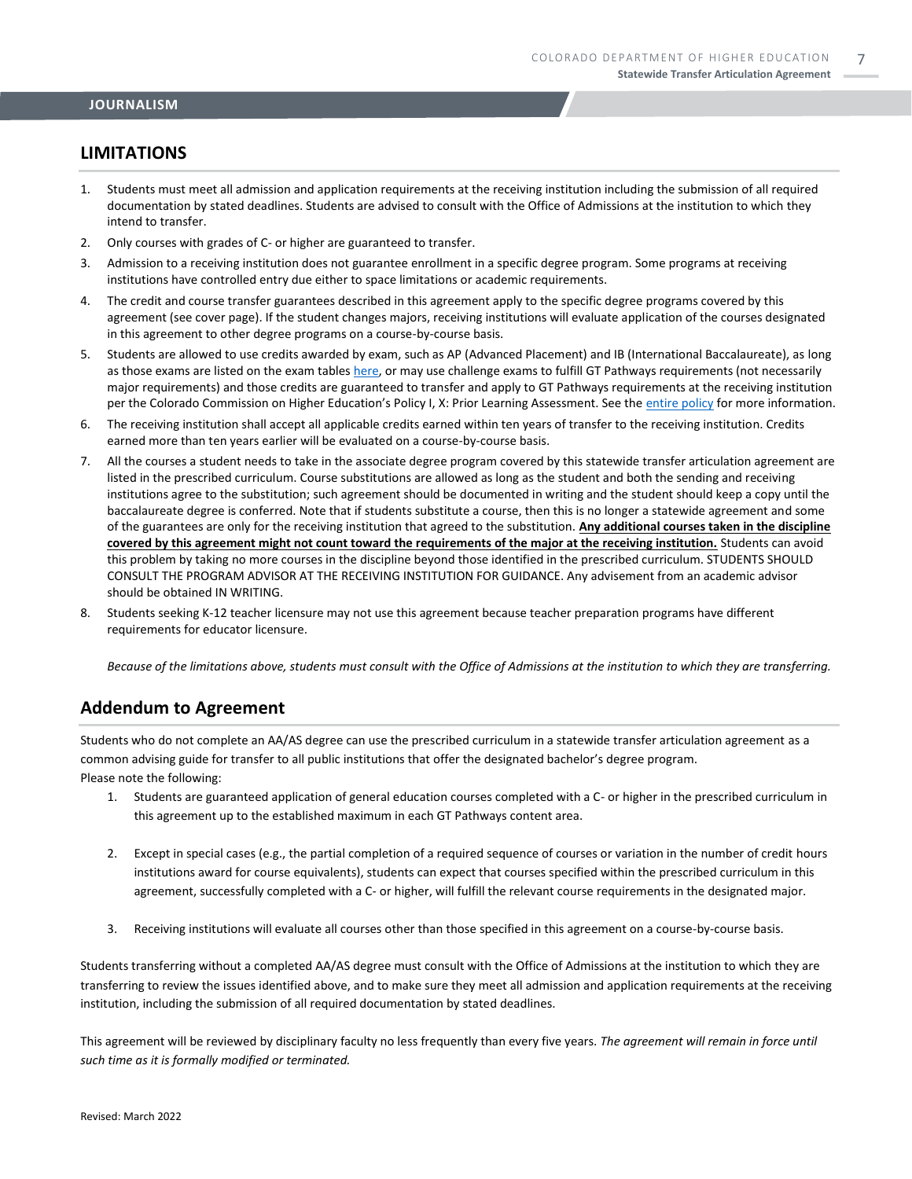## LIMITATIONS

1. Students must meet all admission and application requirements at the receiving institution including the submission of all required documentation by stated deadlines. Students are advised to consult with the Office of Admissions at the institution to which they intend to transfer.
2. Only courses with grades of C- or higher are guaranteed to transfer.
3. Admission to a receiving institution does not guarantee enrollment in a specific degree program. Some programs at receiving institutions have controlled entry due either to space limitations or academic requirements.
4. The credit and course transfer guarantees described in this agreement apply to the specific degree programs covered by this agreement (see cover page). If the student changes majors, receiving institutions will evaluate application of the courses designated in this agreement to other degree programs on a course-by-course basis.
5. Students are allowed to use credits awarded by exam, such as AP (Advanced Placement) and IB (International Baccalaureate), as long as those exams are listed on the exam tables here, or may use challenge exams to fulfill GT Pathways requirements (not necessarily major requirements) and those credits are guaranteed to transfer and apply to GT Pathways requirements at the receiving institution per the Colorado Commission on Higher Education's Policy I, X: Prior Learning Assessment. See the entire policy for more information.
6. The receiving institution shall accept all applicable credits earned within ten years of transfer to the receiving institution. Credits earned more than ten years earlier will be evaluated on a course-by-course basis.
7. All the courses a student needs to take in the associate degree program covered by this statewide transfer articulation agreement are listed in the prescribed curriculum. Course substitutions are allowed as long as the student and both the sending and receiving institutions agree to the substitution; such agreement should be documented in writing and the student should keep a copy until the baccalaureate degree is conferred. Note that if students substitute a course, then this is no longer a statewide agreement and some of the guarantees are only for the receiving institution that agreed to the substitution. **Any additional courses taken in the discipline covered by this agreement might not count toward the requirements of the major at the receiving institution.** Students can avoid this problem by taking no more courses in the discipline beyond those identified in the prescribed curriculum. STUDENTS SHOULD CONSULT THE PROGRAM ADVISOR AT THE RECEIVING INSTITUTION FOR GUIDANCE. Any advisement from an academic advisor should be obtained IN WRITING.
8. Students seeking K-12 teacher licensure may not use this agreement because teacher preparation programs have different requirements for educator licensure.

*Because of the limitations above, students must consult with the Office of Admissions at the institution to which they are transferring.*

## Addendum to Agreement

Students who do not complete an AA/AS degree can use the prescribed curriculum in a statewide transfer articulation agreement as a common advising guide for transfer to all public institutions that offer the designated bachelor's degree program.
Please note the following:

1. Students are guaranteed application of general education courses completed with a C- or higher in the prescribed curriculum in this agreement up to the established maximum in each GT Pathways content area.

2. Except in special cases (e.g., the partial completion of a required sequence of courses or variation in the number of credit hours institutions award for course equivalents), students can expect that courses specified within the prescribed curriculum in this agreement, successfully completed with a C- or higher, will fulfill the relevant course requirements in the designated major.

3. Receiving institutions will evaluate all courses other than those specified in this agreement on a course-by-course basis.

Students transferring without a completed AA/AS degree must consult with the Office of Admissions at the institution to which they are transferring to review the issues identified above, and to make sure they meet all admission and application requirements at the receiving institution, including the submission of all required documentation by stated deadlines.

This agreement will be reviewed by disciplinary faculty no less frequently than every five years. *The agreement will remain in force until such time as it is formally modified or terminated.*

Revised: March 2022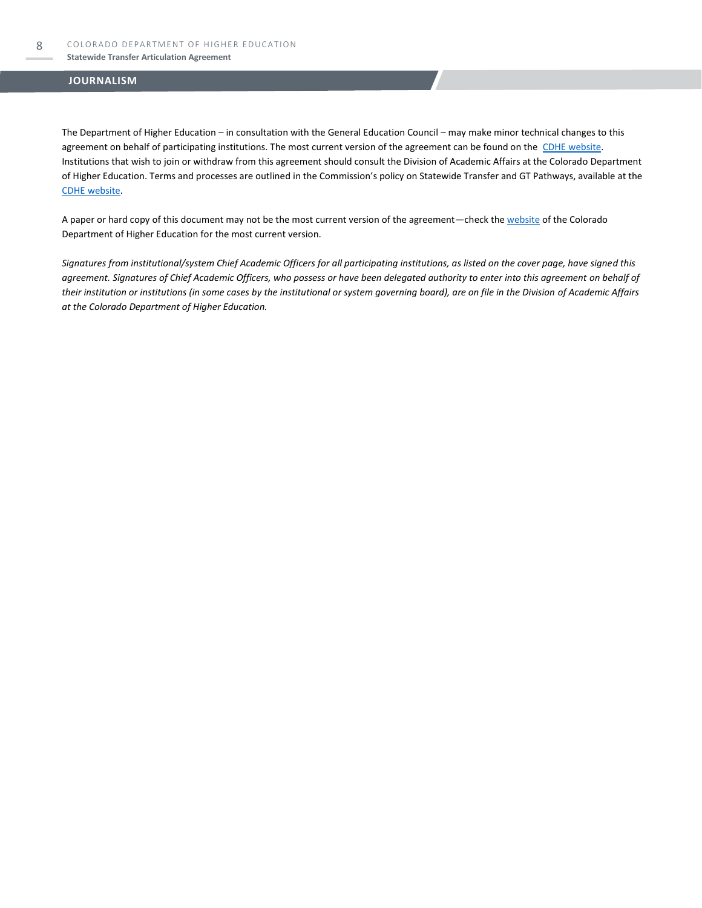## JOURNALISM

The Department of Higher Education – in consultation with the General Education Council – may make minor technical changes to this agreement on behalf of participating institutions. The most current version of the agreement can be found on the CDHE website. Institutions that wish to join or withdraw from this agreement should consult the Division of Academic Affairs at the Colorado Department of Higher Education. Terms and processes are outlined in the Commission's policy on Statewide Transfer and GT Pathways, available at the CDHE website.

A paper or hard copy of this document may not be the most current version of the agreement—check the website of the Colorado Department of Higher Education for the most current version.

*Signatures from institutional/system Chief Academic Officers for all participating institutions, as listed on the cover page, have signed this agreement. Signatures of Chief Academic Officers, who possess or have been delegated authority to enter into this agreement on behalf of their institution or institutions (in some cases by the institutional or system governing board), are on file in the Division of Academic Affairs at the Colorado Department of Higher Education.*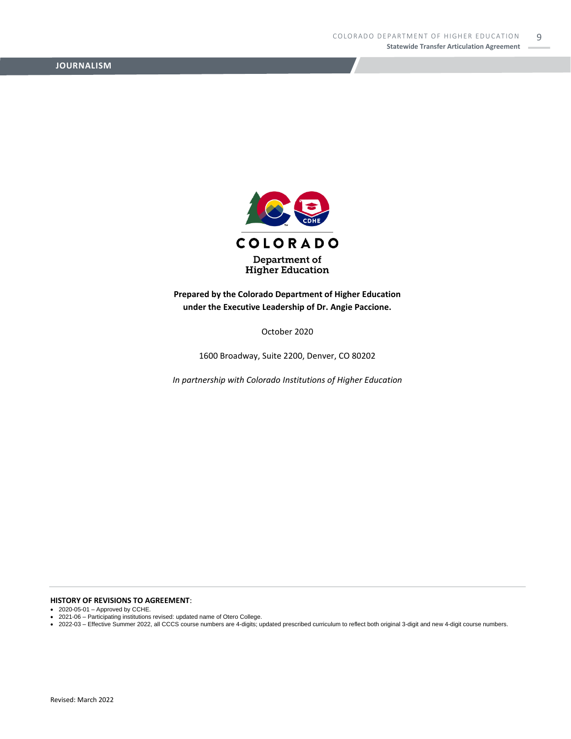COLORADO

Department of
Higher Education

**Prepared by the Colorado Department of Higher Education under the Executive Leadership of Dr. Angie Paccione.**

October 2020

1600 Broadway, Suite 2200, Denver, CO 80202

*In partnership with Colorado Institutions of Higher Education*

**HISTORY OF REVISIONS TO AGREEMENT**:

- 2020-05-01 – Approved by CCHE.
- 2021-06 – Participating institutions revised: updated name of Otero College.
- 2022-03 – Effective Summer 2022, all CCCS course numbers are 4-digits; updated prescribed curriculum to reflect both original 3-digit and new 4-digit course numbers.

Revised: March 2022